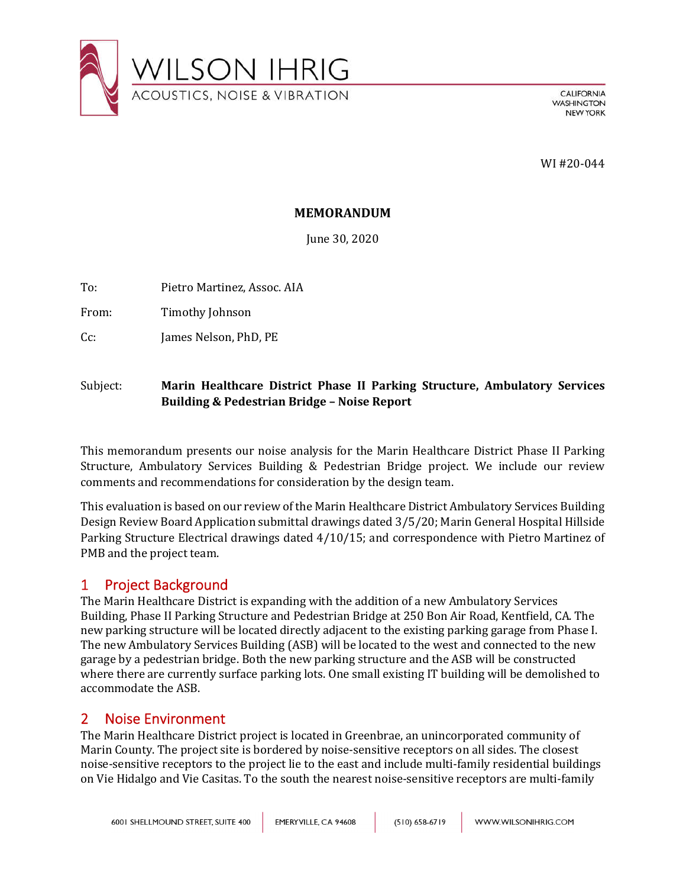WI #20-044

**MEMORANDUM**

June 30, 2020

To: Pietro Martinez, Assoc. AIA

From: Timothy Johnson

Cc: James Nelson, PhD, PE

Subject: **Marin Healthcare District Phase II Parking Structure, Ambulatory Services Building & Pedestrian Bridge – Noise Report**

This memorandum presents our noise analysis for the Marin Healthcare District Phase II Parking Structure, Ambulatory Services Building & Pedestrian Bridge project. We include our review comments and recommendations for consideration by the design team.

This evaluation is based on our review of the Marin Healthcare District Ambulatory Services Building Design Review Board Application submittal drawings dated 3/5/20; Marin General Hospital Hillside Parking Structure Electrical drawings dated 4/10/15; and correspondence with Pietro Martinez of PMB and the project team.

## 1 Project Background

The Marin Healthcare District is expanding with the addition of a new Ambulatory Services Building, Phase II Parking Structure and Pedestrian Bridge at 250 Bon Air Road, Kentfield, CA. The new parking structure will be located directly adjacent to the existing parking garage from Phase I. The new Ambulatory Services Building (ASB) will be located to the west and connected to the new garage by a pedestrian bridge. Both the new parking structure and the ASB will be constructed where there are currently surface parking lots. One small existing IT building will be demolished to accommodate the ASB.

## 2 Noise Environment

The Marin Healthcare District project is located in Greenbrae, an unincorporated community of Marin County. The project site is bordered by noise-sensitive receptors on all sides. The closest noise-sensitive receptors to the project lie to the east and include multi-family residential buildings on Vie Hidalgo and Vie Casitas. To the south the nearest noise-sensitive receptors are multi-family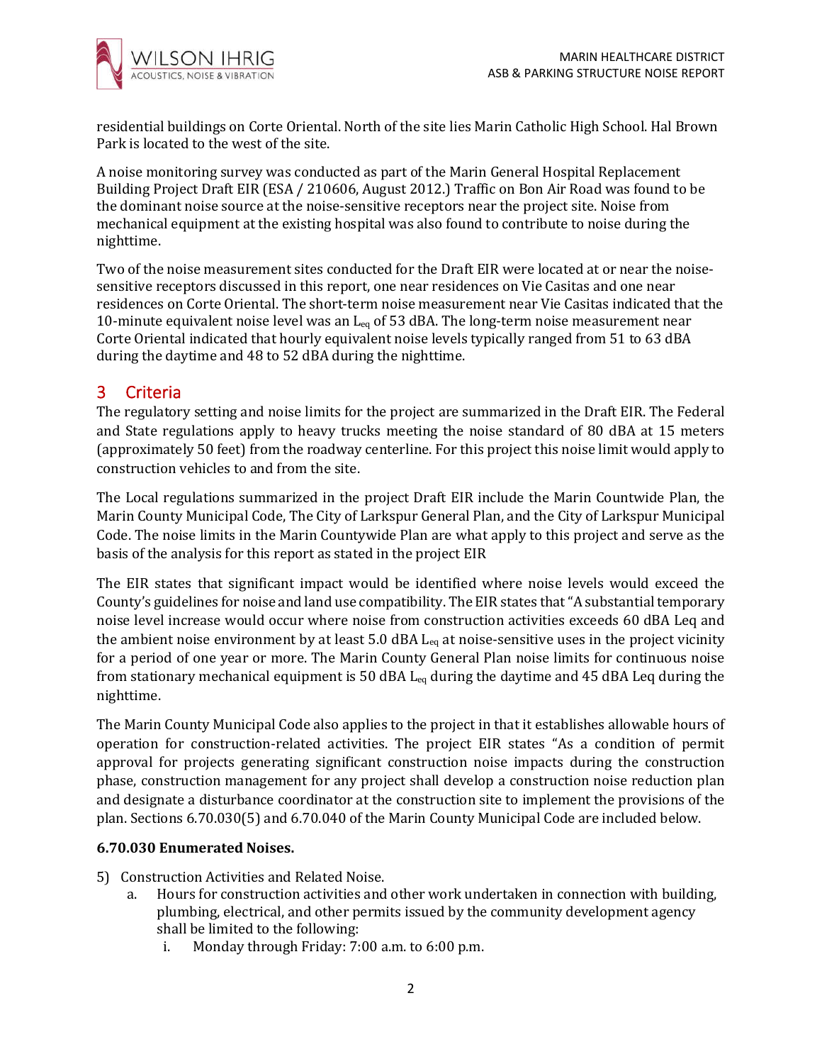residential buildings on Corte Oriental. North of the site lies Marin Catholic High School. Hal Brown Park is located to the west of the site.

A noise monitoring survey was conducted as part of the Marin General Hospital Replacement Building Project Draft EIR (ESA / 210606, August 2012.) Traffic on Bon Air Road was found to be the dominant noise source at the noise-sensitive receptors near the project site. Noise from mechanical equipment at the existing hospital was also found to contribute to noise during the nighttime.

Two of the noise measurement sites conducted for the Draft EIR were located at or near the noise-sensitive receptors discussed in this report, one near residences on Vie Casitas and one near residences on Corte Oriental. The short-term noise measurement near Vie Casitas indicated that the 10-minute equivalent noise level was an $L_{eq}$ of 53 dBA. The long-term noise measurement near Corte Oriental indicated that hourly equivalent noise levels typically ranged from 51 to 63 dBA during the daytime and 48 to 52 dBA during the nighttime.

## 3 Criteria

The regulatory setting and noise limits for the project are summarized in the Draft EIR. The Federal and State regulations apply to heavy trucks meeting the noise standard of 80 dBA at 15 meters (approximately 50 feet) from the roadway centerline. For this project this noise limit would apply to construction vehicles to and from the site.

The Local regulations summarized in the project Draft EIR include the Marin Countwide Plan, the Marin County Municipal Code, The City of Larkspur General Plan, and the City of Larkspur Municipal Code. The noise limits in the Marin Countywide Plan are what apply to this project and serve as the basis of the analysis for this report as stated in the project EIR

The EIR states that significant impact would be identified where noise levels would exceed the County's guidelines for noise and land use compatibility. The EIR states that "A substantial temporary noise level increase would occur where noise from construction activities exceeds 60 dBA Leq and the ambient noise environment by at least 5.0 dBA $L_{eq}$ at noise-sensitive uses in the project vicinity for a period of one year or more. The Marin County General Plan noise limits for continuous noise from stationary mechanical equipment is 50 dBA $L_{eq}$ during the daytime and 45 dBA Leq during the nighttime.

The Marin County Municipal Code also applies to the project in that it establishes allowable hours of operation for construction-related activities. The project EIR states "As a condition of permit approval for projects generating significant construction noise impacts during the construction phase, construction management for any project shall develop a construction noise reduction plan and designate a disturbance coordinator at the construction site to implement the provisions of the plan. Sections 6.70.030(5) and 6.70.040 of the Marin County Municipal Code are included below.

**6.70.030 Enumerated Noises.**

5) Construction Activities and Related Noise.
   a. Hours for construction activities and other work undertaken in connection with building, plumbing, electrical, and other permits issued by the community development agency shall be limited to the following:
      i. Monday through Friday: 7:00 a.m. to 6:00 p.m.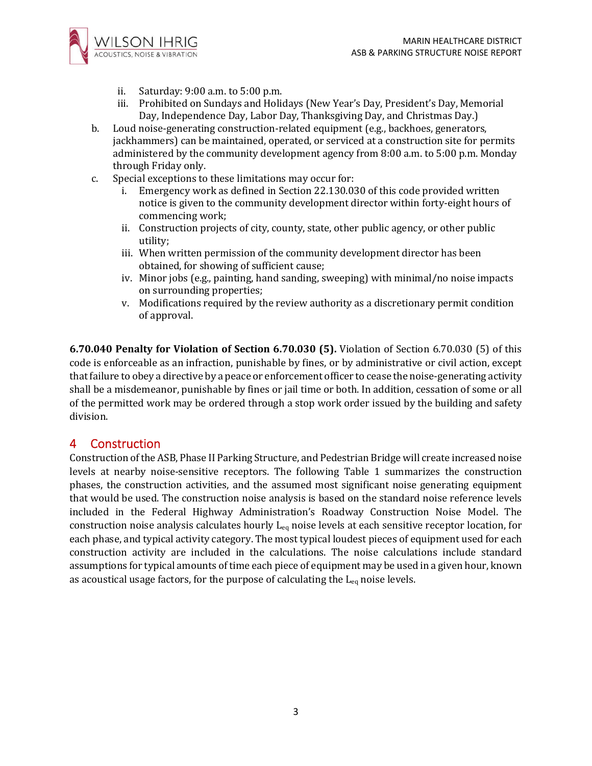ii. Saturday: 9:00 a.m. to 5:00 p.m.
    iii. Prohibited on Sundays and Holidays (New Year's Day, President's Day, Memorial Day, Independence Day, Labor Day, Thanksgiving Day, and Christmas Day.)

b. Loud noise-generating construction-related equipment (e.g., backhoes, generators, jackhammers) can be maintained, operated, or serviced at a construction site for permits administered by the community development agency from 8:00 a.m. to 5:00 p.m. Monday through Friday only.

c. Special exceptions to these limitations may occur for:
    i. Emergency work as defined in Section 22.130.030 of this code provided written notice is given to the community development director within forty-eight hours of commencing work;
    ii. Construction projects of city, county, state, other public agency, or other public utility;
    iii. When written permission of the community development director has been obtained, for showing of sufficient cause;
    iv. Minor jobs (e.g., painting, hand sanding, sweeping) with minimal/no noise impacts on surrounding properties;
    v. Modifications required by the review authority as a discretionary permit condition of approval.

**6.70.040 Penalty for Violation of Section 6.70.030 (5).** Violation of Section 6.70.030 (5) of this code is enforceable as an infraction, punishable by fines, or by administrative or civil action, except that failure to obey a directive by a peace or enforcement officer to cease the noise-generating activity shall be a misdemeanor, punishable by fines or jail time or both. In addition, cessation of some or all of the permitted work may be ordered through a stop work order issued by the building and safety division.

## 4 Construction

Construction of the ASB, Phase II Parking Structure, and Pedestrian Bridge will create increased noise levels at nearby noise-sensitive receptors. The following Table 1 summarizes the construction phases, the construction activities, and the assumed most significant noise generating equipment that would be used. The construction noise analysis is based on the standard noise reference levels included in the Federal Highway Administration's Roadway Construction Noise Model. The construction noise analysis calculates hourly $L_{eq}$ noise levels at each sensitive receptor location, for each phase, and typical activity category. The most typical loudest pieces of equipment used for each construction activity are included in the calculations. The noise calculations include standard assumptions for typical amounts of time each piece of equipment may be used in a given hour, known as acoustical usage factors, for the purpose of calculating the $L_{eq}$ noise levels.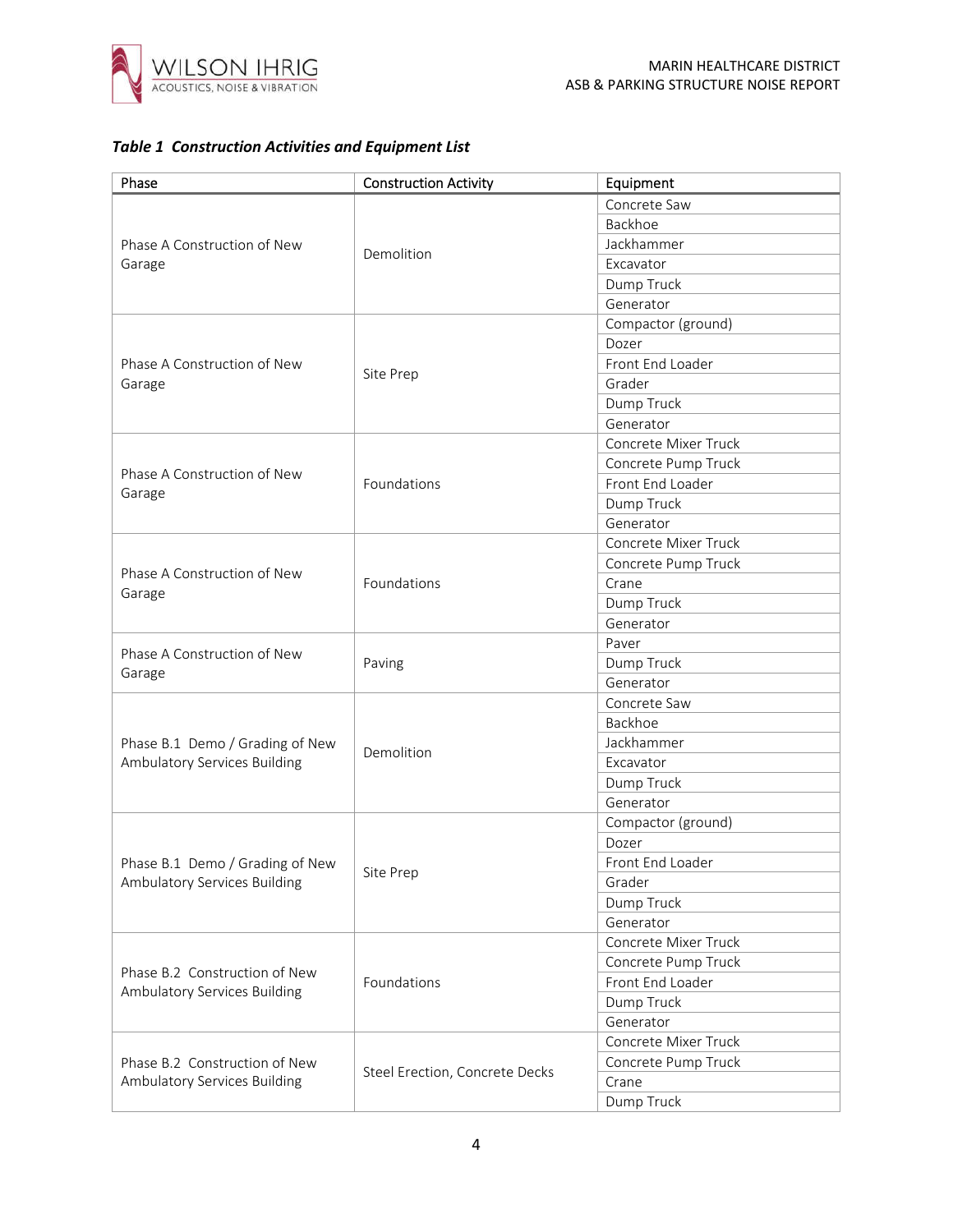***Table 1 Construction Activities and Equipment List***

| Phase | Construction Activity | Equipment |
|---|---|---|
| Phase A Construction of New Garage | Demolition | Concrete Saw |
| | | Backhoe |
| | | Jackhammer |
| | | Excavator |
| | | Dump Truck |
| | | Generator |
| Phase A Construction of New Garage | Site Prep | Compactor (ground) |
| | | Dozer |
| | | Front End Loader |
| | | Grader |
| | | Dump Truck |
| | | Generator |
| Phase A Construction of New Garage | Foundations | Concrete Mixer Truck |
| | | Concrete Pump Truck |
| | | Front End Loader |
| | | Dump Truck |
| | | Generator |
| Phase A Construction of New Garage | Foundations | Concrete Mixer Truck |
| | | Concrete Pump Truck |
| | | Crane |
| | | Dump Truck |
| | | Generator |
| Phase A Construction of New Garage | Paving | Paver |
| | | Dump Truck |
| | | Generator |
| Phase B.1 Demo / Grading of New Ambulatory Services Building | Demolition | Concrete Saw |
| | | Backhoe |
| | | Jackhammer |
| | | Excavator |
| | | Dump Truck |
| | | Generator |
| Phase B.1 Demo / Grading of New Ambulatory Services Building | Site Prep | Compactor (ground) |
| | | Dozer |
| | | Front End Loader |
| | | Grader |
| | | Dump Truck |
| | | Generator |
| Phase B.2 Construction of New Ambulatory Services Building | Foundations | Concrete Mixer Truck |
| | | Concrete Pump Truck |
| | | Front End Loader |
| | | Dump Truck |
| | | Generator |
| Phase B.2 Construction of New Ambulatory Services Building | Steel Erection, Concrete Decks | Concrete Mixer Truck |
| | | Concrete Pump Truck |
| | | Crane |
| | | Dump Truck |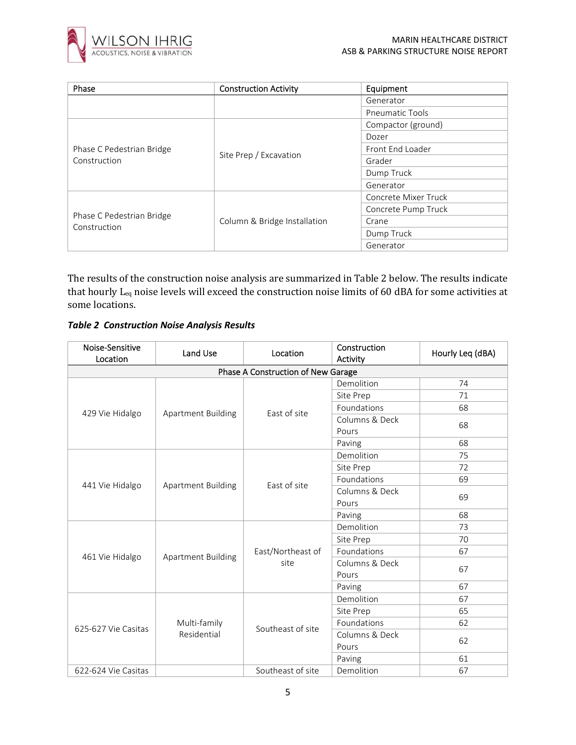| Phase | Construction Activity | Equipment |
|---|---|---|
| | | Generator |
| | | Pneumatic Tools |
| Phase C Pedestrian Bridge Construction | Site Prep / Excavation | Compactor (ground) |
| | | Dozer |
| | | Front End Loader |
| | | Grader |
| | | Dump Truck |
| | | Generator |
| Phase C Pedestrian Bridge Construction | Column & Bridge Installation | Concrete Mixer Truck |
| | | Concrete Pump Truck |
| | | Crane |
| | | Dump Truck |
| | | Generator |

The results of the construction noise analysis are summarized in Table 2 below. The results indicate that hourly $L_{eq}$ noise levels will exceed the construction noise limits of 60 dBA for some activities at some locations.

***Table 2 Construction Noise Analysis Results***

| Noise-Sensitive Location | Land Use | Location | Construction Activity | Hourly Leq (dBA) |
|---|---|---|---|---|
| Phase A Construction of New Garage | | | | |
| 429 Vie Hidalgo | Apartment Building | East of site | Demolition | 74 |
| | | | Site Prep | 71 |
| | | | Foundations | 68 |
| | | | Columns & Deck Pours | 68 |
| | | | Paving | 68 |
| 441 Vie Hidalgo | Apartment Building | East of site | Demolition | 75 |
| | | | Site Prep | 72 |
| | | | Foundations | 69 |
| | | | Columns & Deck Pours | 69 |
| | | | Paving | 68 |
| 461 Vie Hidalgo | Apartment Building | East/Northeast of site | Demolition | 73 |
| | | | Site Prep | 70 |
| | | | Foundations | 67 |
| | | | Columns & Deck Pours | 67 |
| | | | Paving | 67 |
| 625-627 Vie Casitas | Multi-family Residential | Southeast of site | Demolition | 67 |
| | | | Site Prep | 65 |
| | | | Foundations | 62 |
| | | | Columns & Deck Pours | 62 |
| | | | Paving | 61 |
| 622-624 Vie Casitas | | Southeast of site | Demolition | 67 |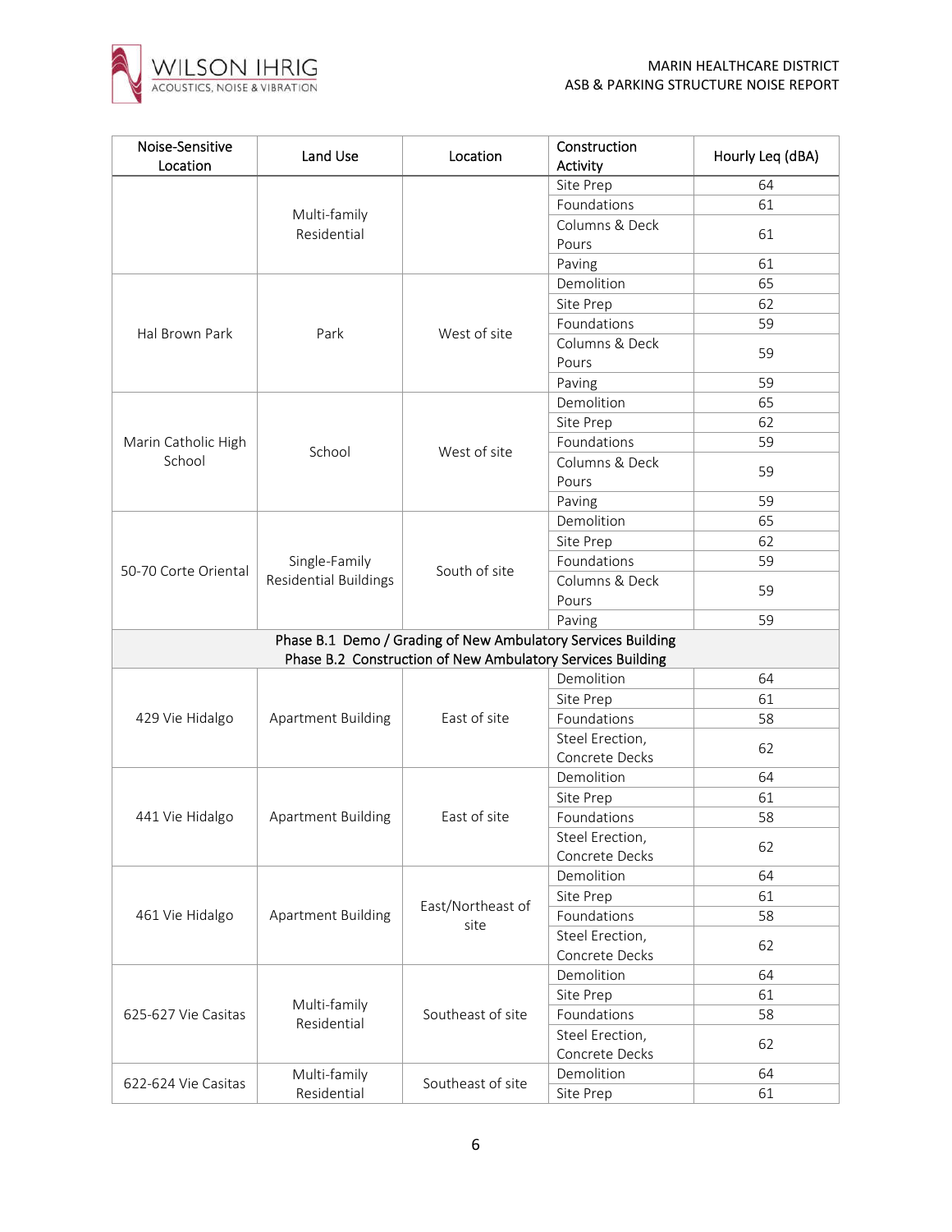| Noise-Sensitive Location | Land Use | Location | Construction Activity | Hourly Leq (dBA) |
|---|---|---|---|---|
| | Multi-family Residential | | Site Prep | 64 |
| | | | Foundations | 61 |
| | | | Columns & Deck Pours | 61 |
| | | | Paving | 61 |
| Hal Brown Park | Park | West of site | Demolition | 65 |
| | | | Site Prep | 62 |
| | | | Foundations | 59 |
| | | | Columns & Deck Pours | 59 |
| | | | Paving | 59 |
| Marin Catholic High School | School | West of site | Demolition | 65 |
| | | | Site Prep | 62 |
| | | | Foundations | 59 |
| | | | Columns & Deck Pours | 59 |
| | | | Paving | 59 |
| 50-70 Corte Oriental | Single-Family Residential Buildings | South of site | Demolition | 65 |
| | | | Site Prep | 62 |
| | | | Foundations | 59 |
| | | | Columns & Deck Pours | 59 |
| | | | Paving | 59 |
| Phase B.1 Demo / Grading of New Ambulatory Services Building<br>Phase B.2 Construction of New Ambulatory Services Building | | | | |
| 429 Vie Hidalgo | Apartment Building | East of site | Demolition | 64 |
| | | | Site Prep | 61 |
| | | | Foundations | 58 |
| | | | Steel Erection, Concrete Decks | 62 |
| 441 Vie Hidalgo | Apartment Building | East of site | Demolition | 64 |
| | | | Site Prep | 61 |
| | | | Foundations | 58 |
| | | | Steel Erection, Concrete Decks | 62 |
| 461 Vie Hidalgo | Apartment Building | East/Northeast of site | Demolition | 64 |
| | | | Site Prep | 61 |
| | | | Foundations | 58 |
| | | | Steel Erection, Concrete Decks | 62 |
| 625-627 Vie Casitas | Multi-family Residential | Southeast of site | Demolition | 64 |
| | | | Site Prep | 61 |
| | | | Foundations | 58 |
| | | | Steel Erection, Concrete Decks | 62 |
| 622-624 Vie Casitas | Multi-family Residential | Southeast of site | Demolition | 64 |
| | | | Site Prep | 61 |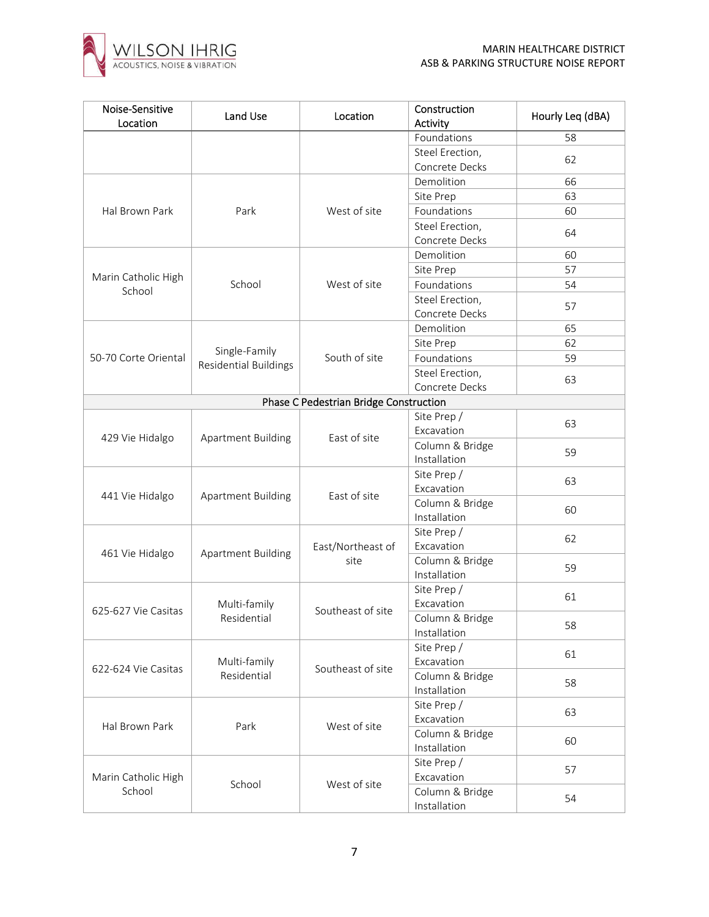| Noise-Sensitive Location | Land Use | Location | Construction Activity | Hourly Leq (dBA) |
|---|---|---|---|---|
| | | | Foundations | 58 |
| | | | Steel Erection, Concrete Decks | 62 |
| Hal Brown Park | Park | West of site | Demolition | 66 |
| | | | Site Prep | 63 |
| | | | Foundations | 60 |
| | | | Steel Erection, Concrete Decks | 64 |
| Marin Catholic High School | School | West of site | Demolition | 60 |
| | | | Site Prep | 57 |
| | | | Foundations | 54 |
| | | | Steel Erection, Concrete Decks | 57 |
| 50-70 Corte Oriental | Single-Family Residential Buildings | South of site | Demolition | 65 |
| | | | Site Prep | 62 |
| | | | Foundations | 59 |
| | | | Steel Erection, Concrete Decks | 63 |
| **Phase C Pedestrian Bridge Construction** | | | | |
| 429 Vie Hidalgo | Apartment Building | East of site | Site Prep / Excavation | 63 |
| | | | Column & Bridge Installation | 59 |
| 441 Vie Hidalgo | Apartment Building | East of site | Site Prep / Excavation | 63 |
| | | | Column & Bridge Installation | 60 |
| 461 Vie Hidalgo | Apartment Building | East/Northeast of site | Site Prep / Excavation | 62 |
| | | | Column & Bridge Installation | 59 |
| 625-627 Vie Casitas | Multi-family Residential | Southeast of site | Site Prep / Excavation | 61 |
| | | | Column & Bridge Installation | 58 |
| 622-624 Vie Casitas | Multi-family Residential | Southeast of site | Site Prep / Excavation | 61 |
| | | | Column & Bridge Installation | 58 |
| Hal Brown Park | Park | West of site | Site Prep / Excavation | 63 |
| | | | Column & Bridge Installation | 60 |
| Marin Catholic High School | School | West of site | Site Prep / Excavation | 57 |
| | | | Column & Bridge Installation | 54 |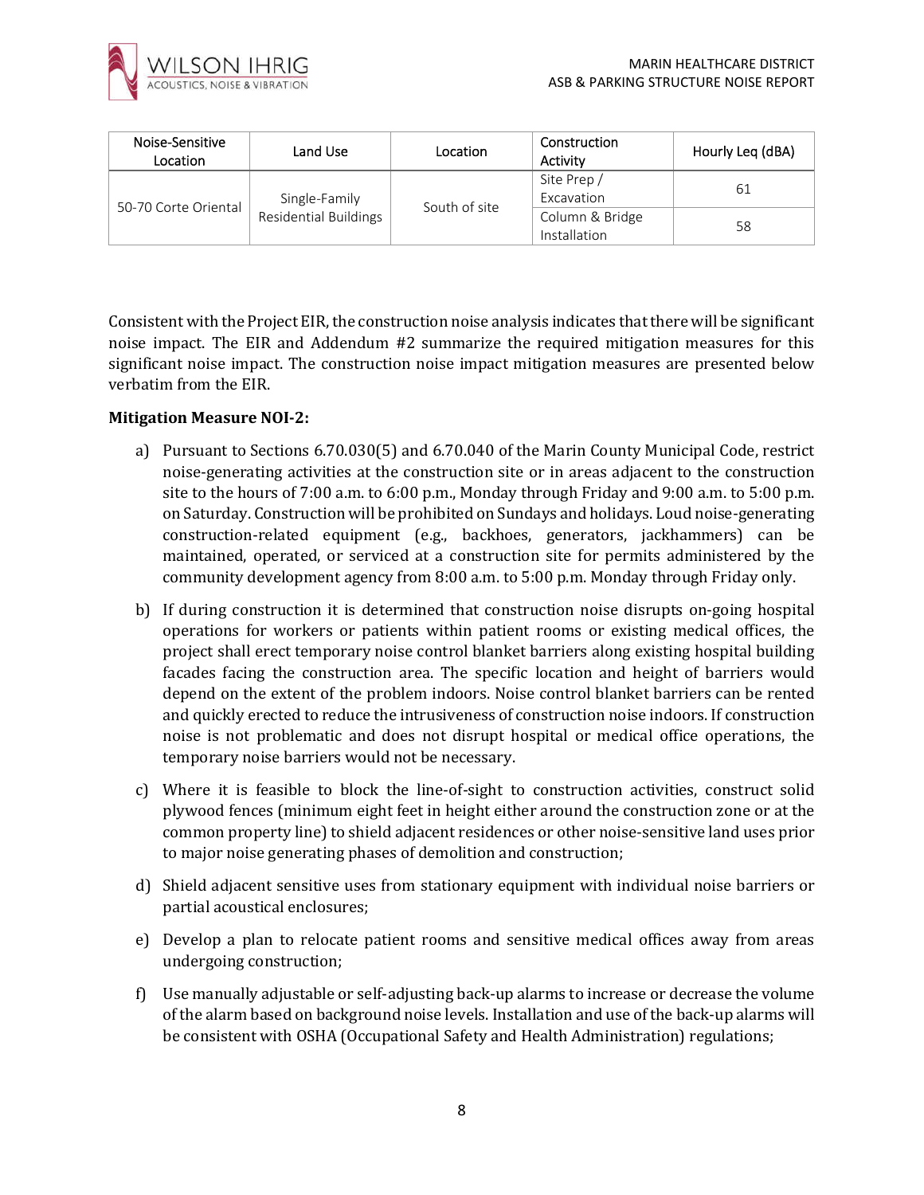| Noise-Sensitive Location | Land Use | Location | Construction Activity | Hourly Leq (dBA) |
|---|---|---|---|---|
| 50-70 Corte Oriental | Single-Family Residential Buildings | South of site | Site Prep / Excavation | 61 |
| | | | Column & Bridge Installation | 58 |

Consistent with the Project EIR, the construction noise analysis indicates that there will be significant noise impact. The EIR and Addendum #2 summarize the required mitigation measures for this significant noise impact. The construction noise impact mitigation measures are presented below verbatim from the EIR.

**Mitigation Measure NOI-2:**

a) Pursuant to Sections 6.70.030(5) and 6.70.040 of the Marin County Municipal Code, restrict noise-generating activities at the construction site or in areas adjacent to the construction site to the hours of 7:00 a.m. to 6:00 p.m., Monday through Friday and 9:00 a.m. to 5:00 p.m. on Saturday. Construction will be prohibited on Sundays and holidays. Loud noise-generating construction-related equipment (e.g., backhoes, generators, jackhammers) can be maintained, operated, or serviced at a construction site for permits administered by the community development agency from 8:00 a.m. to 5:00 p.m. Monday through Friday only.

b) If during construction it is determined that construction noise disrupts on-going hospital operations for workers or patients within patient rooms or existing medical offices, the project shall erect temporary noise control blanket barriers along existing hospital building facades facing the construction area. The specific location and height of barriers would depend on the extent of the problem indoors. Noise control blanket barriers can be rented and quickly erected to reduce the intrusiveness of construction noise indoors. If construction noise is not problematic and does not disrupt hospital or medical office operations, the temporary noise barriers would not be necessary.

c) Where it is feasible to block the line-of-sight to construction activities, construct solid plywood fences (minimum eight feet in height either around the construction zone or at the common property line) to shield adjacent residences or other noise-sensitive land uses prior to major noise generating phases of demolition and construction;

d) Shield adjacent sensitive uses from stationary equipment with individual noise barriers or partial acoustical enclosures;

e) Develop a plan to relocate patient rooms and sensitive medical offices away from areas undergoing construction;

f) Use manually adjustable or self-adjusting back-up alarms to increase or decrease the volume of the alarm based on background noise levels. Installation and use of the back-up alarms will be consistent with OSHA (Occupational Safety and Health Administration) regulations;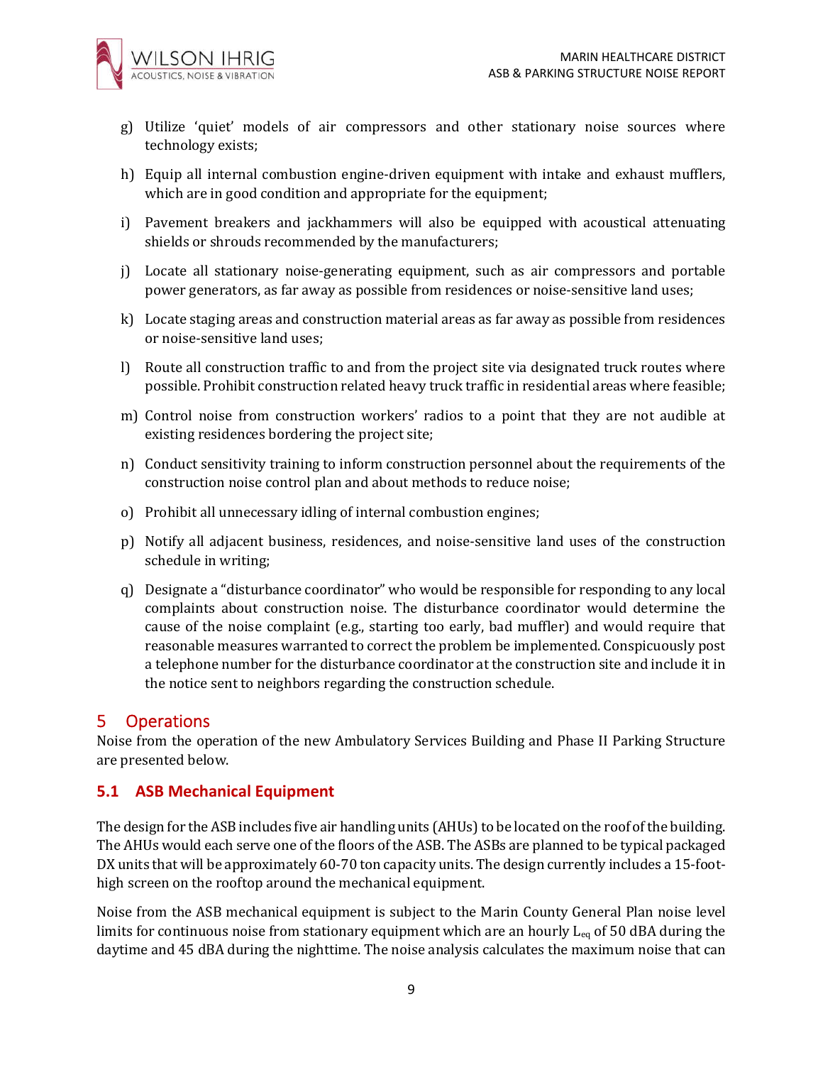g) Utilize 'quiet' models of air compressors and other stationary noise sources where technology exists;

h) Equip all internal combustion engine-driven equipment with intake and exhaust mufflers, which are in good condition and appropriate for the equipment;

i) Pavement breakers and jackhammers will also be equipped with acoustical attenuating shields or shrouds recommended by the manufacturers;

j) Locate all stationary noise-generating equipment, such as air compressors and portable power generators, as far away as possible from residences or noise-sensitive land uses;

k) Locate staging areas and construction material areas as far away as possible from residences or noise-sensitive land uses;

l) Route all construction traffic to and from the project site via designated truck routes where possible. Prohibit construction related heavy truck traffic in residential areas where feasible;

m) Control noise from construction workers' radios to a point that they are not audible at existing residences bordering the project site;

n) Conduct sensitivity training to inform construction personnel about the requirements of the construction noise control plan and about methods to reduce noise;

o) Prohibit all unnecessary idling of internal combustion engines;

p) Notify all adjacent business, residences, and noise-sensitive land uses of the construction schedule in writing;

q) Designate a "disturbance coordinator" who would be responsible for responding to any local complaints about construction noise. The disturbance coordinator would determine the cause of the noise complaint (e.g., starting too early, bad muffler) and would require that reasonable measures warranted to correct the problem be implemented. Conspicuously post a telephone number for the disturbance coordinator at the construction site and include it in the notice sent to neighbors regarding the construction schedule.

# 5 Operations

Noise from the operation of the new Ambulatory Services Building and Phase II Parking Structure are presented below.

## 5.1 ASB Mechanical Equipment

The design for the ASB includes five air handling units (AHUs) to be located on the roof of the building. The AHUs would each serve one of the floors of the ASB. The ASBs are planned to be typical packaged DX units that will be approximately 60-70 ton capacity units. The design currently includes a 15-foot-high screen on the rooftop around the mechanical equipment.

Noise from the ASB mechanical equipment is subject to the Marin County General Plan noise level limits for continuous noise from stationary equipment which are an hourly $L_{eq}$ of 50 dBA during the daytime and 45 dBA during the nighttime. The noise analysis calculates the maximum noise that can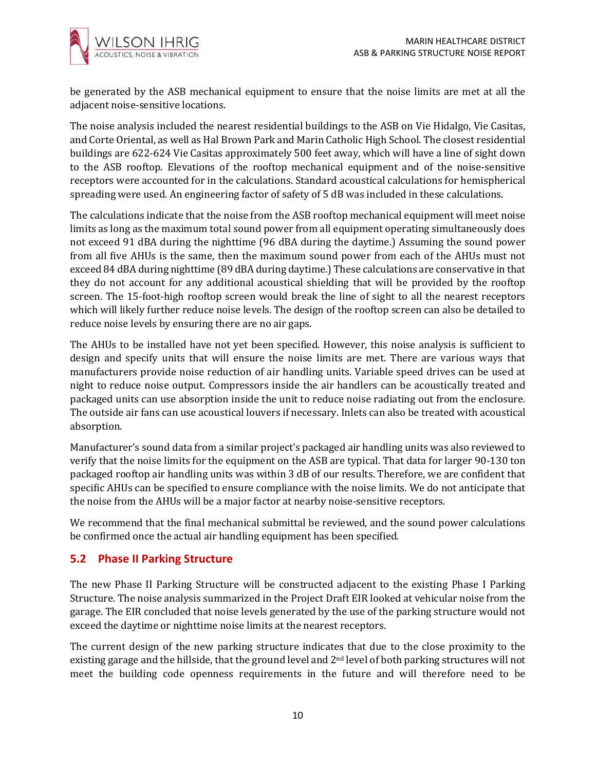be generated by the ASB mechanical equipment to ensure that the noise limits are met at all the adjacent noise-sensitive locations.

The noise analysis included the nearest residential buildings to the ASB on Vie Hidalgo, Vie Casitas, and Corte Oriental, as well as Hal Brown Park and Marin Catholic High School. The closest residential buildings are 622-624 Vie Casitas approximately 500 feet away, which will have a line of sight down to the ASB rooftop. Elevations of the rooftop mechanical equipment and of the noise-sensitive receptors were accounted for in the calculations. Standard acoustical calculations for hemispherical spreading were used. An engineering factor of safety of 5 dB was included in these calculations.

The calculations indicate that the noise from the ASB rooftop mechanical equipment will meet noise limits as long as the maximum total sound power from all equipment operating simultaneously does not exceed 91 dBA during the nighttime (96 dBA during the daytime.) Assuming the sound power from all five AHUs is the same, then the maximum sound power from each of the AHUs must not exceed 84 dBA during nighttime (89 dBA during daytime.) These calculations are conservative in that they do not account for any additional acoustical shielding that will be provided by the rooftop screen. The 15-foot-high rooftop screen would break the line of sight to all the nearest receptors which will likely further reduce noise levels. The design of the rooftop screen can also be detailed to reduce noise levels by ensuring there are no air gaps.

The AHUs to be installed have not yet been specified. However, this noise analysis is sufficient to design and specify units that will ensure the noise limits are met. There are various ways that manufacturers provide noise reduction of air handling units. Variable speed drives can be used at night to reduce noise output. Compressors inside the air handlers can be acoustically treated and packaged units can use absorption inside the unit to reduce noise radiating out from the enclosure. The outside air fans can use acoustical louvers if necessary. Inlets can also be treated with acoustical absorption.

Manufacturer's sound data from a similar project's packaged air handling units was also reviewed to verify that the noise limits for the equipment on the ASB are typical. That data for larger 90-130 ton packaged rooftop air handling units was within 3 dB of our results. Therefore, we are confident that specific AHUs can be specified to ensure compliance with the noise limits. We do not anticipate that the noise from the AHUs will be a major factor at nearby noise-sensitive receptors.

We recommend that the final mechanical submittal be reviewed, and the sound power calculations be confirmed once the actual air handling equipment has been specified.

## 5.2 Phase II Parking Structure

The new Phase II Parking Structure will be constructed adjacent to the existing Phase I Parking Structure. The noise analysis summarized in the Project Draft EIR looked at vehicular noise from the garage. The EIR concluded that noise levels generated by the use of the parking structure would not exceed the daytime or nighttime noise limits at the nearest receptors.

The current design of the new parking structure indicates that due to the close proximity to the existing garage and the hillside, that the ground level and 2nd level of both parking structures will not meet the building code openness requirements in the future and will therefore need to be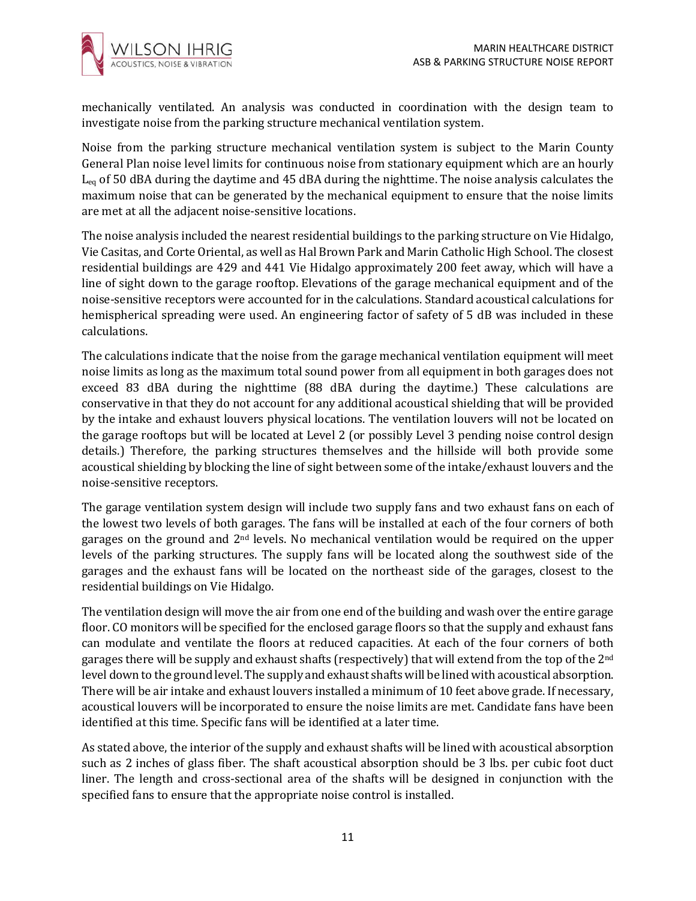mechanically ventilated. An analysis was conducted in coordination with the design team to investigate noise from the parking structure mechanical ventilation system.

Noise from the parking structure mechanical ventilation system is subject to the Marin County General Plan noise level limits for continuous noise from stationary equipment which are an hourly $L_{eq}$ of 50 dBA during the daytime and 45 dBA during the nighttime. The noise analysis calculates the maximum noise that can be generated by the mechanical equipment to ensure that the noise limits are met at all the adjacent noise-sensitive locations.

The noise analysis included the nearest residential buildings to the parking structure on Vie Hidalgo, Vie Casitas, and Corte Oriental, as well as Hal Brown Park and Marin Catholic High School. The closest residential buildings are 429 and 441 Vie Hidalgo approximately 200 feet away, which will have a line of sight down to the garage rooftop. Elevations of the garage mechanical equipment and of the noise-sensitive receptors were accounted for in the calculations. Standard acoustical calculations for hemispherical spreading were used. An engineering factor of safety of 5 dB was included in these calculations.

The calculations indicate that the noise from the garage mechanical ventilation equipment will meet noise limits as long as the maximum total sound power from all equipment in both garages does not exceed 83 dBA during the nighttime (88 dBA during the daytime.) These calculations are conservative in that they do not account for any additional acoustical shielding that will be provided by the intake and exhaust louvers physical locations. The ventilation louvers will not be located on the garage rooftops but will be located at Level 2 (or possibly Level 3 pending noise control design details.) Therefore, the parking structures themselves and the hillside will both provide some acoustical shielding by blocking the line of sight between some of the intake/exhaust louvers and the noise-sensitive receptors.

The garage ventilation system design will include two supply fans and two exhaust fans on each of the lowest two levels of both garages. The fans will be installed at each of the four corners of both garages on the ground and 2nd levels. No mechanical ventilation would be required on the upper levels of the parking structures. The supply fans will be located along the southwest side of the garages and the exhaust fans will be located on the northeast side of the garages, closest to the residential buildings on Vie Hidalgo.

The ventilation design will move the air from one end of the building and wash over the entire garage floor. CO monitors will be specified for the enclosed garage floors so that the supply and exhaust fans can modulate and ventilate the floors at reduced capacities. At each of the four corners of both garages there will be supply and exhaust shafts (respectively) that will extend from the top of the 2nd level down to the ground level. The supply and exhaust shafts will be lined with acoustical absorption. There will be air intake and exhaust louvers installed a minimum of 10 feet above grade. If necessary, acoustical louvers will be incorporated to ensure the noise limits are met. Candidate fans have been identified at this time. Specific fans will be identified at a later time.

As stated above, the interior of the supply and exhaust shafts will be lined with acoustical absorption such as 2 inches of glass fiber. The shaft acoustical absorption should be 3 lbs. per cubic foot duct liner. The length and cross-sectional area of the shafts will be designed in conjunction with the specified fans to ensure that the appropriate noise control is installed.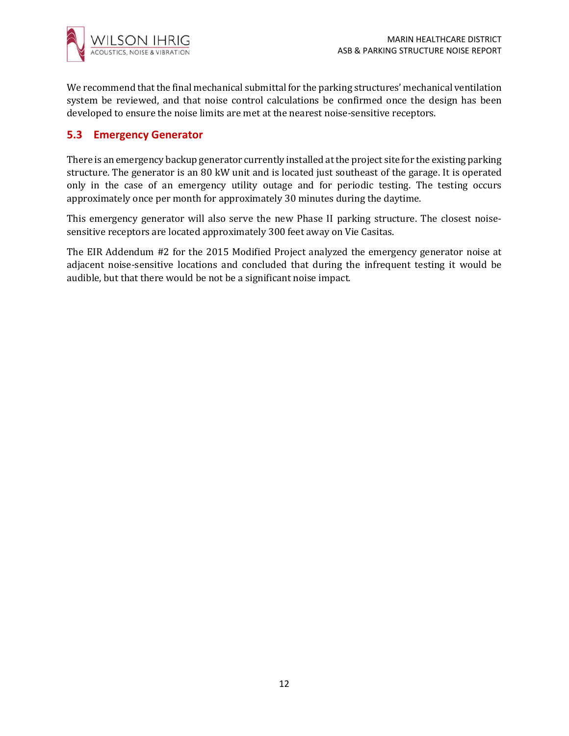We recommend that the final mechanical submittal for the parking structures' mechanical ventilation system be reviewed, and that noise control calculations be confirmed once the design has been developed to ensure the noise limits are met at the nearest noise-sensitive receptors.

## 5.3 Emergency Generator

There is an emergency backup generator currently installed at the project site for the existing parking structure. The generator is an 80 kW unit and is located just southeast of the garage. It is operated only in the case of an emergency utility outage and for periodic testing. The testing occurs approximately once per month for approximately 30 minutes during the daytime.

This emergency generator will also serve the new Phase II parking structure. The closest noise-sensitive receptors are located approximately 300 feet away on Vie Casitas.

The EIR Addendum #2 for the 2015 Modified Project analyzed the emergency generator noise at adjacent noise-sensitive locations and concluded that during the infrequent testing it would be audible, but that there would be not be a significant noise impact.